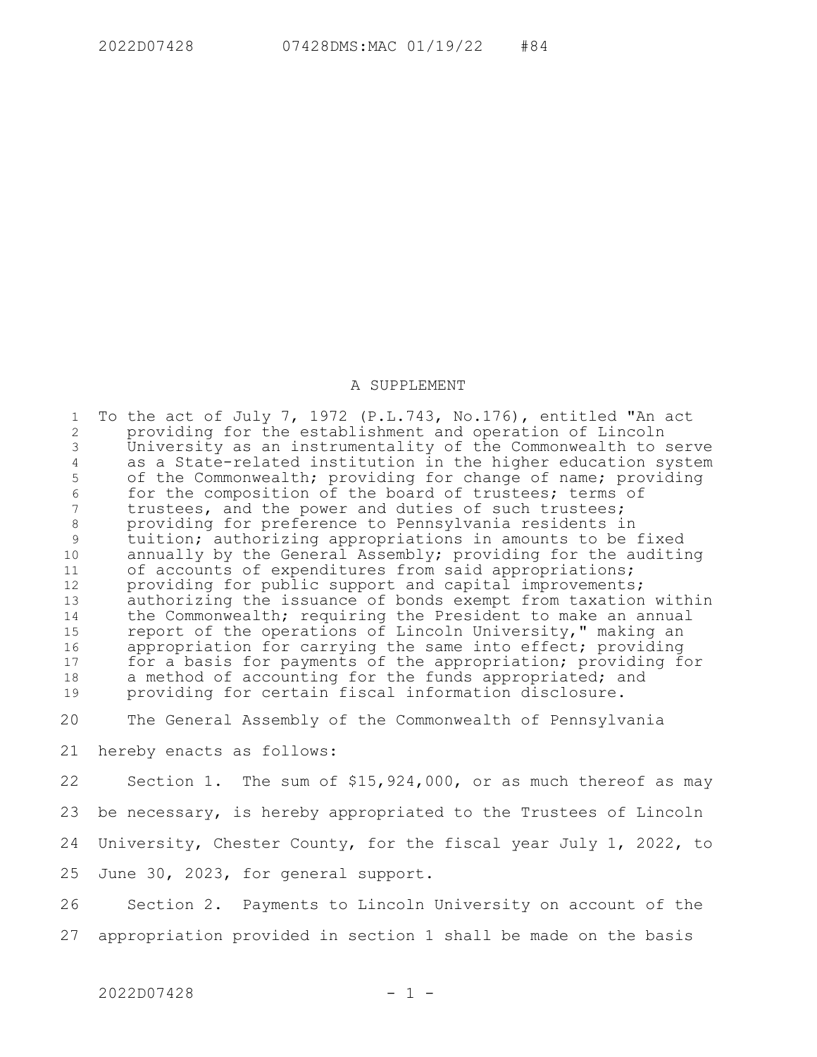# A SUPPLEMENT

To the act of July 7, 1972 (P.L.743, No.176), entitled "An act providing for the establishment and operation of Lincoln University as an instrumentality of the Commonwealth to serve as a State-related institution in the higher education system of the Commonwealth; providing for change of name; providing for the composition of the board of trustees; terms of trustees, and the power and duties of such trustees; providing for preference to Pennsylvania residents in tuition; authorizing appropriations in amounts to be fixed annually by the General Assembly; providing for the auditing of accounts of expenditures from said appropriations; providing for public support and capital improvements; authorizing the issuance of bonds exempt from taxation within the Commonwealth; requiring the President to make an annual report of the operations of Lincoln University," making an appropriation for carrying the same into effect; providing for a basis for payments of the appropriation; providing for a method of accounting for the funds appropriated; and providing for certain fiscal information disclosure.

The General Assembly of the Commonwealth of Pennsylvania hereby enacts as follows:

Section 1. The sum of $15,924,000, or as much thereof as may be necessary, is hereby appropriated to the Trustees of Lincoln University, Chester County, for the fiscal year July 1, 2022, to June 30, 2023, for general support.

Section 2. Payments to Lincoln University on account of the appropriation provided in section 1 shall be made on the basis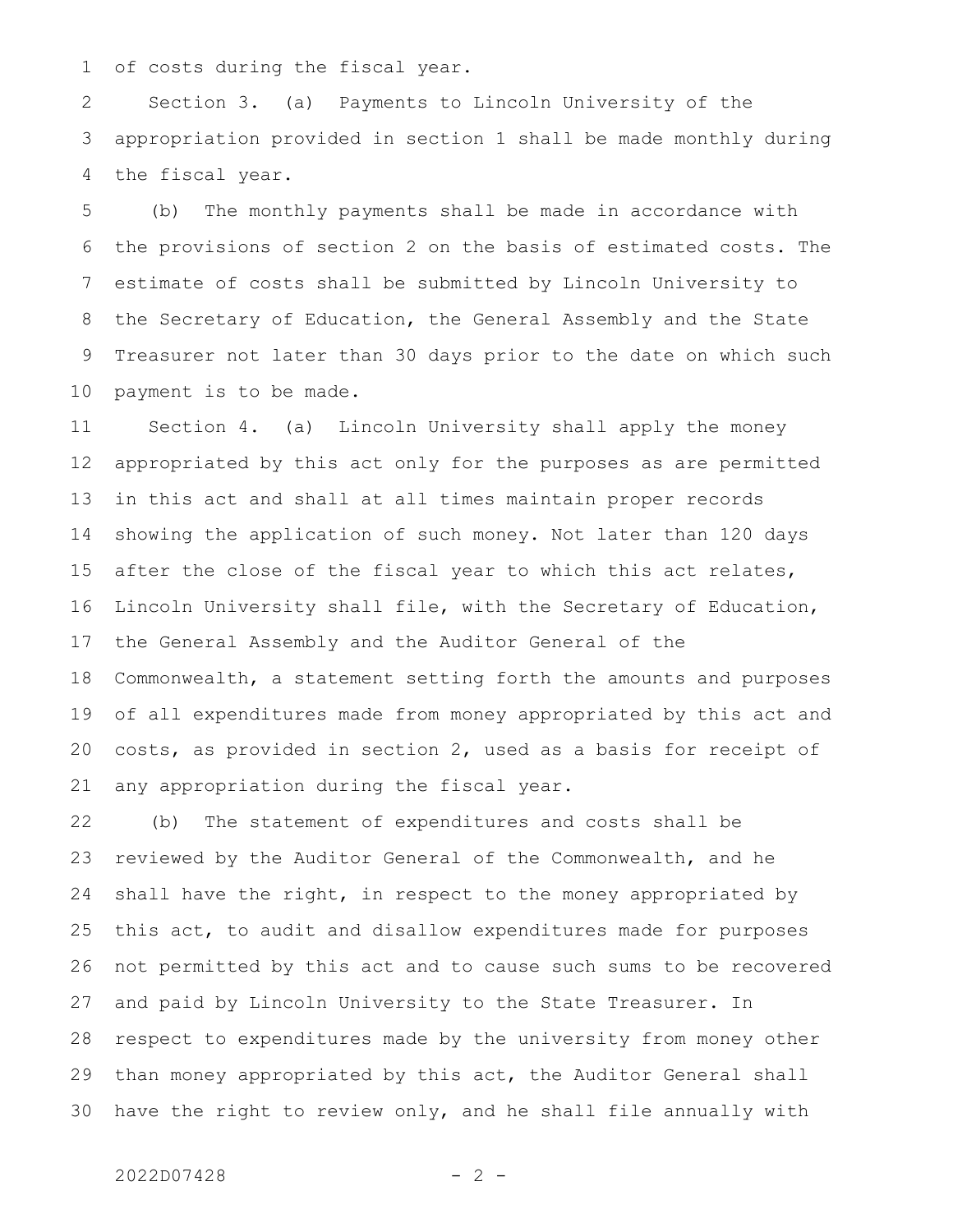of costs during the fiscal year.

Section 3. (a) Payments to Lincoln University of the appropriation provided in section 1 shall be made monthly during the fiscal year.

(b) The monthly payments shall be made in accordance with the provisions of section 2 on the basis of estimated costs. The estimate of costs shall be submitted by Lincoln University to the Secretary of Education, the General Assembly and the State Treasurer not later than 30 days prior to the date on which such payment is to be made.

Section 4. (a) Lincoln University shall apply the money appropriated by this act only for the purposes as are permitted in this act and shall at all times maintain proper records showing the application of such money. Not later than 120 days after the close of the fiscal year to which this act relates, Lincoln University shall file, with the Secretary of Education, the General Assembly and the Auditor General of the Commonwealth, a statement setting forth the amounts and purposes of all expenditures made from money appropriated by this act and costs, as provided in section 2, used as a basis for receipt of any appropriation during the fiscal year.

(b) The statement of expenditures and costs shall be reviewed by the Auditor General of the Commonwealth, and he shall have the right, in respect to the money appropriated by this act, to audit and disallow expenditures made for purposes not permitted by this act and to cause such sums to be recovered and paid by Lincoln University to the State Treasurer. In respect to expenditures made by the university from money other than money appropriated by this act, the Auditor General shall have the right to review only, and he shall file annually with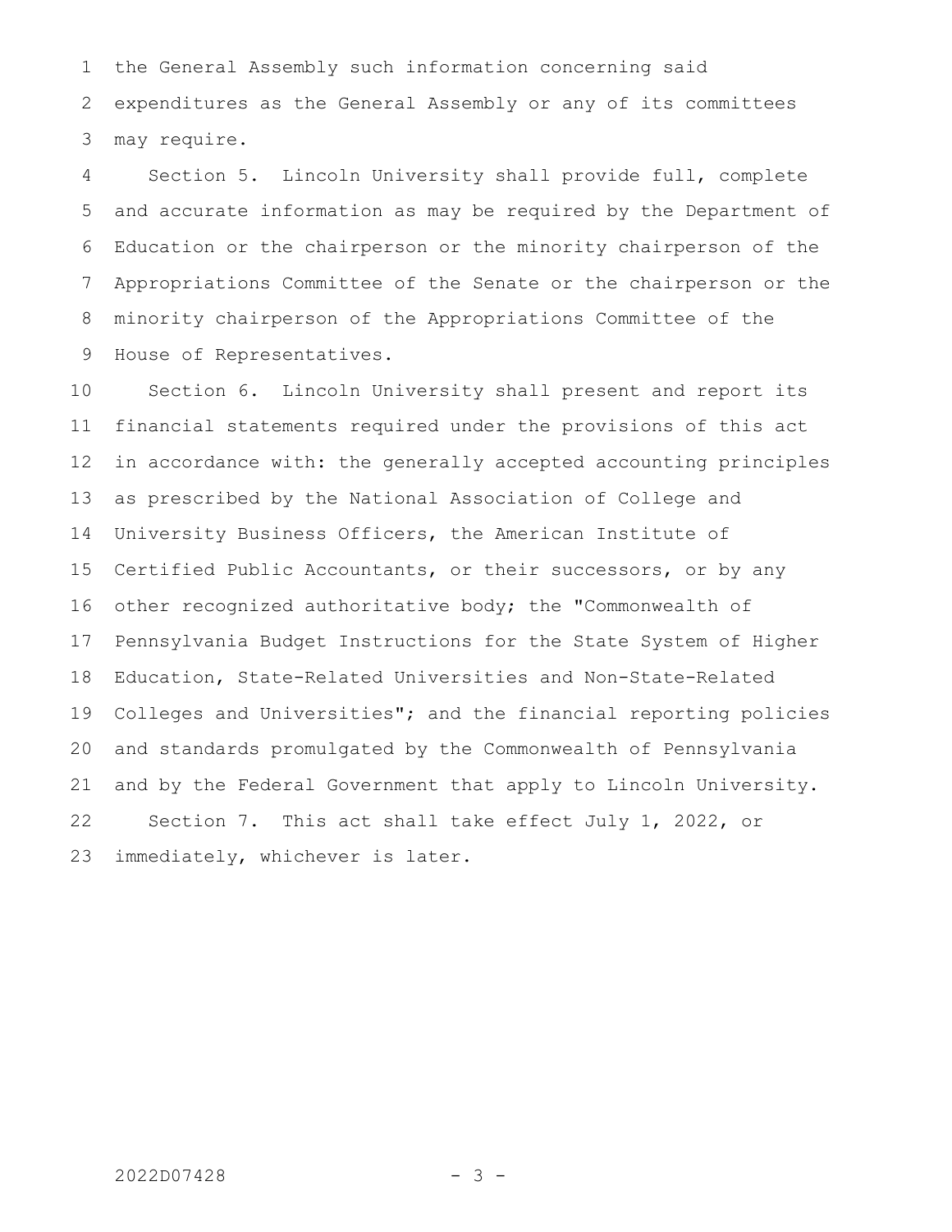the General Assembly such information concerning said expenditures as the General Assembly or any of its committees may require.

Section 5. Lincoln University shall provide full, complete and accurate information as may be required by the Department of Education or the chairperson or the minority chairperson of the Appropriations Committee of the Senate or the chairperson or the minority chairperson of the Appropriations Committee of the House of Representatives.

Section 6. Lincoln University shall present and report its financial statements required under the provisions of this act in accordance with: the generally accepted accounting principles as prescribed by the National Association of College and University Business Officers, the American Institute of Certified Public Accountants, or their successors, or by any other recognized authoritative body; the "Commonwealth of Pennsylvania Budget Instructions for the State System of Higher Education, State-Related Universities and Non-State-Related Colleges and Universities"; and the financial reporting policies and standards promulgated by the Commonwealth of Pennsylvania and by the Federal Government that apply to Lincoln University.

Section 7. This act shall take effect July 1, 2022, or immediately, whichever is later.